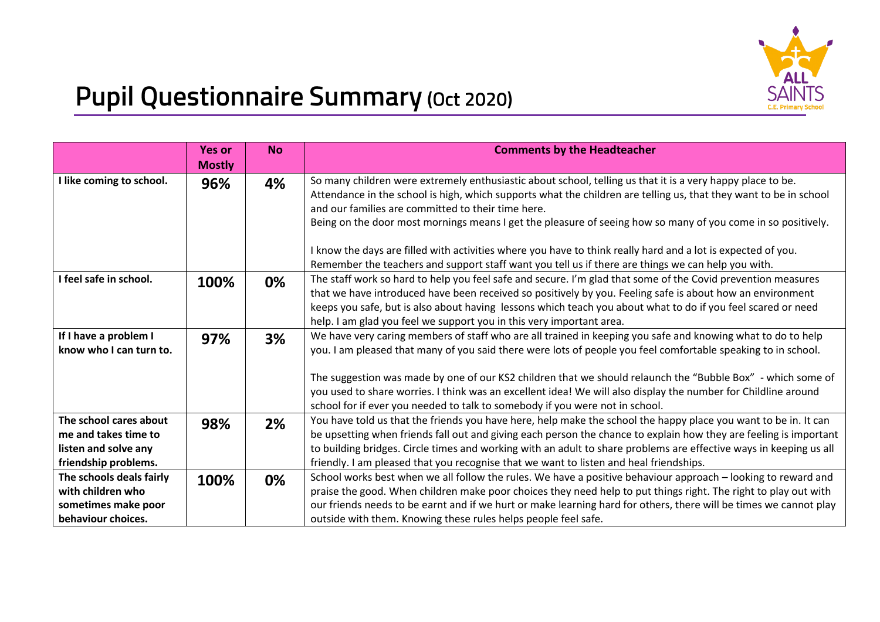# Pupil Questionnaire Summary (Oct 2020)

| | Yes or Mostly | No | Comments by the Headteacher |
|---|---|---|---|
| **I like coming to school.** | **96%** | **4%** | So many children were extremely enthusiastic about school, telling us that it is a very happy place to be. Attendance in the school is high, which supports what the children are telling us, that they want to be in school and our families are committed to their time here. Being on the door most mornings means I get the pleasure of seeing how so many of you come in so positively. I know the days are filled with activities where you have to think really hard and a lot is expected of you. Remember the teachers and support staff want you tell us if there are things we can help you with. |
| **I feel safe in school.** | **100%** | **0%** | The staff work so hard to help you feel safe and secure. I'm glad that some of the Covid prevention measures that we have introduced have been received so positively by you. Feeling safe is about how an environment keeps you safe, but is also about having lessons which teach you about what to do if you feel scared or need help. I am glad you feel we support you in this very important area. |
| **If I have a problem I know who I can turn to.** | **97%** | **3%** | We have very caring members of staff who are all trained in keeping you safe and knowing what to do to help you. I am pleased that many of you said there were lots of people you feel comfortable speaking to in school. The suggestion was made by one of our KS2 children that we should relaunch the "Bubble Box" - which some of you used to share worries. I think was an excellent idea! We will also display the number for Childline around school for if ever you needed to talk to somebody if you were not in school. |
| **The school cares about me and takes time to listen and solve any friendship problems.** | **98%** | **2%** | You have told us that the friends you have here, help make the school the happy place you want to be in. It can be upsetting when friends fall out and giving each person the chance to explain how they are feeling is important to building bridges. Circle times and working with an adult to share problems are effective ways in keeping us all friendly. I am pleased that you recognise that we want to listen and heal friendships. |
| **The schools deals fairly with children who sometimes make poor behaviour choices.** | **100%** | **0%** | School works best when we all follow the rules. We have a positive behaviour approach – looking to reward and praise the good. When children make poor choices they need help to put things right. The right to play out with our friends needs to be earnt and if we hurt or make learning hard for others, there will be times we cannot play outside with them. Knowing these rules helps people feel safe. |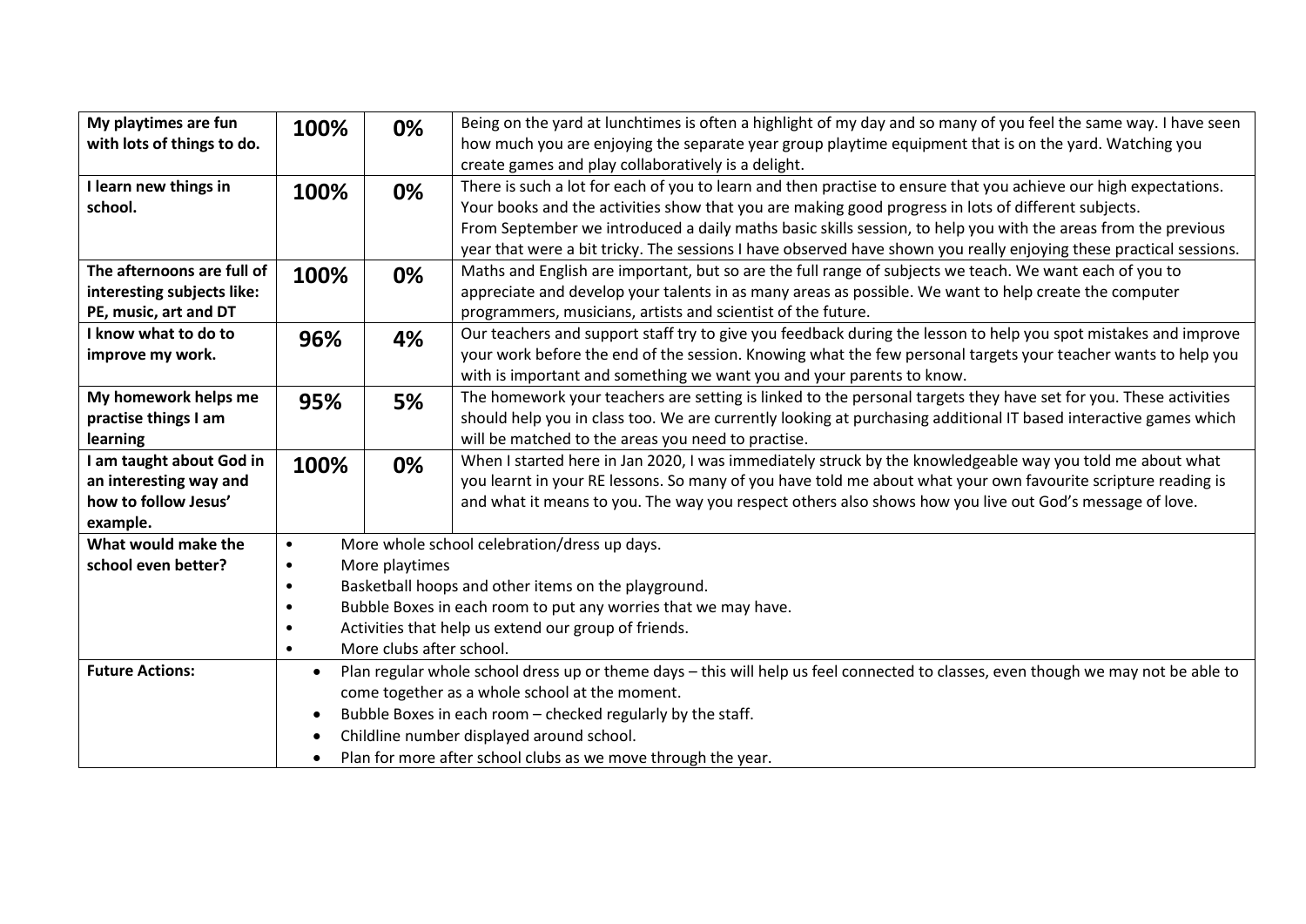| | | | |
|---|---|---|---|
| **My playtimes are fun with lots of things to do.** | **100%** | **0%** | Being on the yard at lunchtimes is often a highlight of my day and so many of you feel the same way. I have seen how much you are enjoying the separate year group playtime equipment that is on the yard. Watching you create games and play collaboratively is a delight. |
| **I learn new things in school.** | **100%** | **0%** | There is such a lot for each of you to learn and then practise to ensure that you achieve our high expectations. Your books and the activities show that you are making good progress in lots of different subjects. From September we introduced a daily maths basic skills session, to help you with the areas from the previous year that were a bit tricky. The sessions I have observed have shown you really enjoying these practical sessions. |
| **The afternoons are full of interesting subjects like: PE, music, art and DT** | **100%** | **0%** | Maths and English are important, but so are the full range of subjects we teach. We want each of you to appreciate and develop your talents in as many areas as possible. We want to help create the computer programmers, musicians, artists and scientist of the future. |
| **I know what to do to improve my work.** | **96%** | **4%** | Our teachers and support staff try to give you feedback during the lesson to help you spot mistakes and improve your work before the end of the session. Knowing what the few personal targets your teacher wants to help you with is important and something we want you and your parents to know. |
| **My homework helps me practise things I am learning** | **95%** | **5%** | The homework your teachers are setting is linked to the personal targets they have set for you. These activities should help you in class too. We are currently looking at purchasing additional IT based interactive games which will be matched to the areas you need to practise. |
| **I am taught about God in an interesting way and how to follow Jesus' example.** | **100%** | **0%** | When I started here in Jan 2020, I was immediately struck by the knowledgeable way you told me about what you learnt in your RE lessons. So many of you have told me about what your own favourite scripture reading is and what it means to you. The way you respect others also shows how you live out God's message of love. |
| **What would make the school even better?** | • More whole school celebration/dress up days.<br>• More playtimes<br>• Basketball hoops and other items on the playground.<br>• Bubble Boxes in each room to put any worries that we may have.<br>• Activities that help us extend our group of friends.<br>• More clubs after school. | | |
| **Future Actions:** | • Plan regular whole school dress up or theme days – this will help us feel connected to classes, even though we may not be able to come together as a whole school at the moment.<br>• Bubble Boxes in each room – checked regularly by the staff.<br>• Childline number displayed around school.<br>• Plan for more after school clubs as we move through the year. | | |